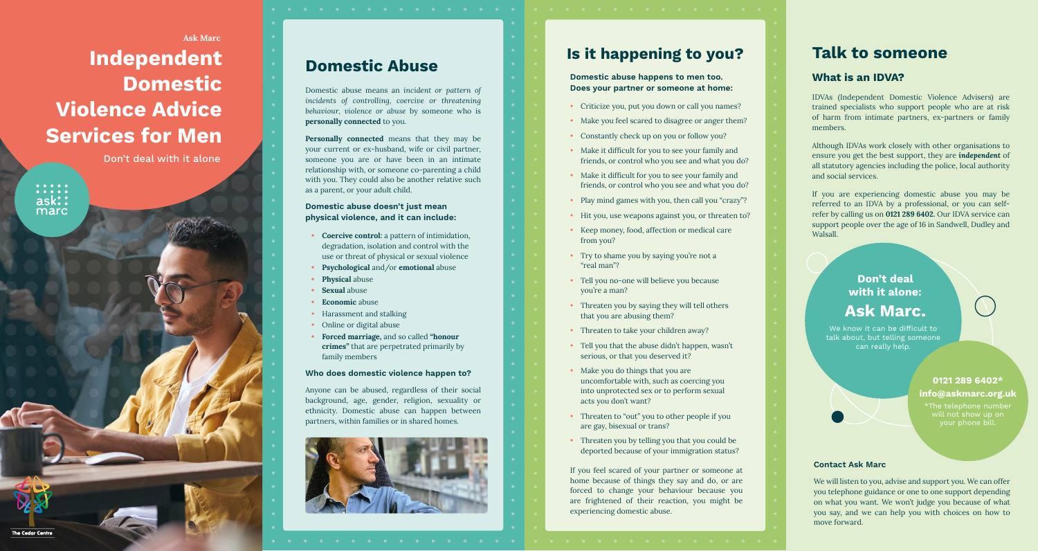Ask Marc

# Independent Domestic Violence Advice Services for Men

Don't deal with it alone

ask marc

The Cedar Centre

## Domestic Abuse

Domestic abuse means an *incident or pattern of incidents of controlling, coercive or threatening behaviour, violence or abuse* by someone who is **personally connected** to you.

**Personally connected** means that they may be your current or ex-husband, wife or civil partner, someone you are or have been in an intimate relationship with, or someone co-parenting a child with you. They could also be another relative such as a parent, or your adult child.

### Domestic abuse doesn't just mean physical violence, and it can include:

- **Coercive control**: a pattern of intimidation, degradation, isolation and control with the use or threat of physical or sexual violence
- **Psychological** and/or **emotional** abuse
- **Physical** abuse
- **Sexual** abuse
- **Economic** abuse
- Harassment and stalking
- Online or digital abuse
- **Forced marriage,** and so called **"honour crimes"** that are perpetrated primarily by family members

### Who does domestic violence happen to?

Anyone can be abused, regardless of their social background, age, gender, religion, sexuality or ethnicity. Domestic abuse can happen between partners, within families or in shared homes.

## Is it happening to you?

**Domestic abuse happens to men too. Does your partner or someone at home:**

- Criticize you, put you down or call you names?
- Make you feel scared to disagree or anger them?
- Constantly check up on you or follow you?
- Make it difficult for you to see your family and friends, or control who you see and what you do?
- Make it difficult for you to see your family and friends, or control who you see and what you do?
- Play mind games with you, then call you "crazy"?
- Hit you, use weapons against you, or threaten to?
- Keep money, food, affection or medical care from you?
- Try to shame you by saying you're not a "real man"?
- Tell you no-one will believe you because you're a man?
- Threaten you by saying they will tell others that you are abusing them?
- Threaten to take your children away?
- Tell you that the abuse didn't happen, wasn't serious, or that you deserved it?
- Make you do things that you are uncomfortable with, such as coercing you into unprotected sex or to perform sexual acts you don't want?
- Threaten to "out" you to other people if you are gay, bisexual or trans?
- Threaten you by telling you that you could be deported because of your immigration status?

If you feel scared of your partner or someone at home because of things they say and do, or are forced to change your behaviour because you are frightened of their reaction, you might be experiencing domestic abuse.

## Talk to someone

### What is an IDVA?

IDVAs (Independent Domestic Violence Advisers) are trained specialists who support people who are at risk of harm from intimate partners, ex-partners or family members.

Although IDVAs work closely with other organisations to ensure you get the best support, they are ***independent*** of all statutory agencies including the police, local authority and social services.

If you are experiencing domestic abuse you may be referred to an IDVA by a professional, or you can self-refer by calling us on **0121 289 6402.** Our IDVA service can support people over the age of 16 in Sandwell, Dudley and Walsall.

**Don't deal with it alone:**

**Ask Marc.**

We know it can be difficult to talk about, but telling someone can really help.

**0121 289 6402***

**info@askmarc.org.uk**

*The telephone number will not show up on your phone bill.

#### Contact Ask Marc

We will listen to you, advise and support you. We can offer you telephone guidance or one to one support depending on what you want. We won't judge you because of what you say, and we can help you with choices on how to move forward.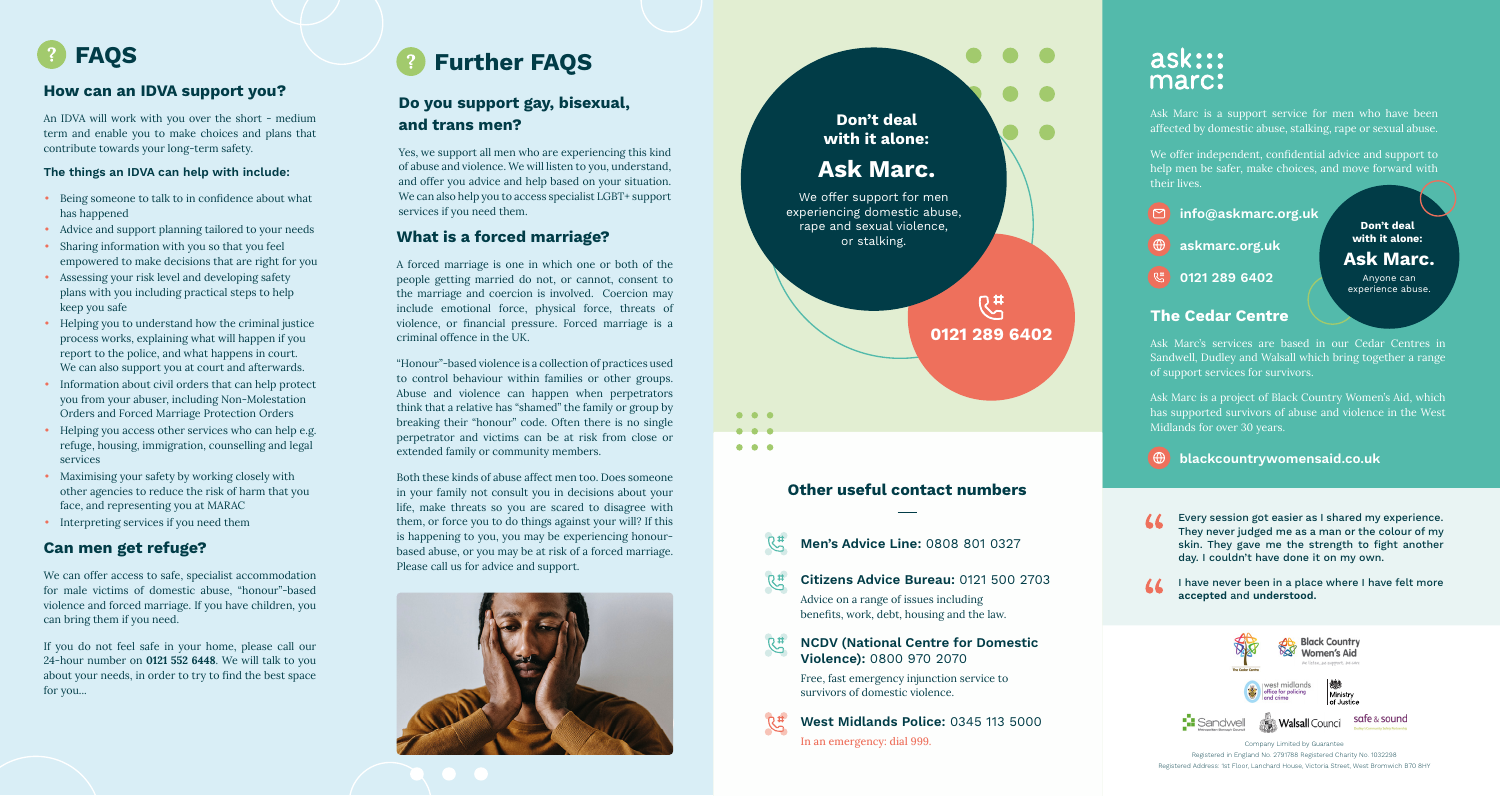# FAQS

## How can an IDVA support you?

An IDVA will work with you over the short - medium term and enable you to make choices and plans that contribute towards your long-term safety.

**The things an IDVA can help with include:**

- Being someone to talk to in confidence about what has happened
- Advice and support planning tailored to your needs
- Sharing information with you so that you feel empowered to make decisions that are right for you
- Assessing your risk level and developing safety plans with you including practical steps to help keep you safe
- Helping you to understand how the criminal justice process works, explaining what will happen if you report to the police, and what happens in court. We can also support you at court and afterwards.
- Information about civil orders that can help protect you from your abuser, including Non-Molestation Orders and Forced Marriage Protection Orders
- Helping you access other services who can help e.g. refuge, housing, immigration, counselling and legal services
- Maximising your safety by working closely with other agencies to reduce the risk of harm that you face, and representing you at MARAC
- Interpreting services if you need them

## Can men get refuge?

We can offer access to safe, specialist accommodation for male victims of domestic abuse, "honour"-based violence and forced marriage. If you have children, you can bring them if you need.

If you do not feel safe in your home, please call our 24-hour number on **0121 552 6448**. We will talk to you about your needs, in order to try to find the best space for you...

# Further FAQS

## Do you support gay, bisexual, and trans men?

Yes, we support all men who are experiencing this kind of abuse and violence. We will listen to you, understand, and offer you advice and help based on your situation. We can also help you to access specialist LGBT+ support services if you need them.

## What is a forced marriage?

A forced marriage is one in which one or both of the people getting married do not, or cannot, consent to the marriage and coercion is involved. Coercion may include emotional force, physical force, threats of violence, or financial pressure. Forced marriage is a criminal offence in the UK.

"Honour"-based violence is a collection of practices used to control behaviour within families or other groups. Abuse and violence can happen when perpetrators think that a relative has "shamed" the family or group by breaking their "honour" code. Often there is no single perpetrator and victims can be at risk from close or extended family or community members.

Both these kinds of abuse affect men too. Does someone in your family not consult you in decisions about your life, make threats so you are scared to disagree with them, or force you to do things against your will? If this is happening to you, you may be experiencing honour-based abuse, or you may be at risk of a forced marriage. Please call us for advice and support.

**Don't deal with it alone:**

# Ask Marc.

We offer support for men experiencing domestic abuse, rape and sexual violence, or stalking.

**0121 289 6402**

## Other useful contact numbers

**Men's Advice Line:** 0808 801 0327

**Citizens Advice Bureau:** 0121 500 2703

Advice on a range of issues including benefits, work, debt, housing and the law.

**NCDV (National Centre for Domestic Violence):** 0800 970 2070

Free, fast emergency injunction service to survivors of domestic violence.

**West Midlands Police:** 0345 113 5000

In an emergency: dial 999.

# ask marc

Ask Marc is a support service for men who have been affected by domestic abuse, stalking, rape or sexual abuse.

We offer independent, confidential advice and support to help men be safer, make choices, and move forward with their lives.

**info@askmarc.org.uk**

**askmarc.org.uk**

**0121 289 6402**

**Don't deal with it alone:**

**Ask Marc.**

Anyone can experience abuse.

## The Cedar Centre

Ask Marc's services are based in our Cedar Centres in Sandwell, Dudley and Walsall which bring together a range of support services for survivors.

Ask Marc is a project of Black Country Women's Aid, which has supported survivors of abuse and violence in the West Midlands for over 30 years.

**blackcountrywomensaid.co.uk**

"Every session got easier as I shared my experience. They never judged me as a man or the colour of my skin. They gave me the strength to fight another day. I couldn't have done it on my own."

"I have never been in a place where I have felt more **accepted** and **understood**."

The Cedar Centre | Black Country Women's Aid | west midlands office for policing and crime | Ministry of Justice | Sandwell | Walsall Council | safe & sound

Company Limited by Guarantee
Registered in England No. 2791788 Registered Charity No. 1032298
Registered Address: 1st Floor, Lanchard House, Victoria Street, West Bromwich B70 8HY